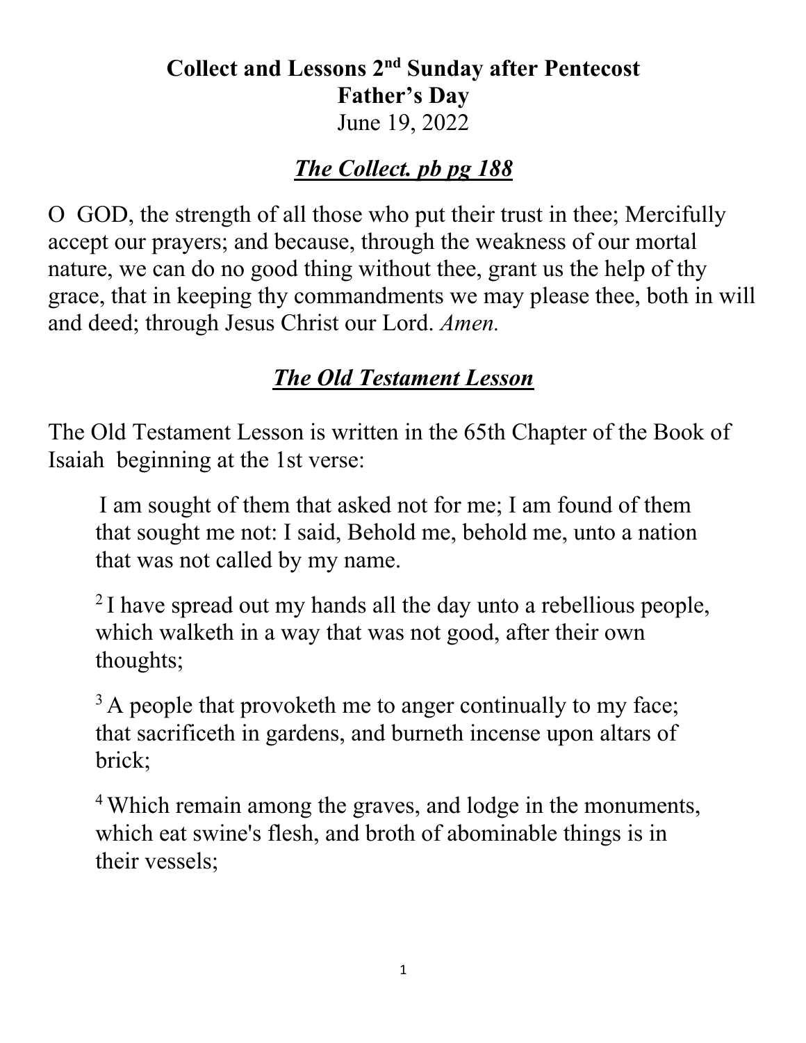# Collect and Lessons 2nd Sunday after Pentecost
# Father's Day
June 19, 2022

## ***The Collect. pb pg 188***

O GOD, the strength of all those who put their trust in thee; Mercifully accept our prayers; and because, through the weakness of our mortal nature, we can do no good thing without thee, grant us the help of thy grace, that in keeping thy commandments we may please thee, both in will and deed; through Jesus Christ our Lord. *Amen.*

## ***The Old Testament Lesson***

The Old Testament Lesson is written in the 65th Chapter of the Book of Isaiah beginning at the 1st verse:

> I am sought of them that asked not for me; I am found of them that sought me not: I said, Behold me, behold me, unto a nation that was not called by my name.
>
> 2 I have spread out my hands all the day unto a rebellious people, which walketh in a way that was not good, after their own thoughts;
>
> 3 A people that provoketh me to anger continually to my face; that sacrificeth in gardens, and burneth incense upon altars of brick;
>
> 4 Which remain among the graves, and lodge in the monuments, which eat swine's flesh, and broth of abominable things is in their vessels;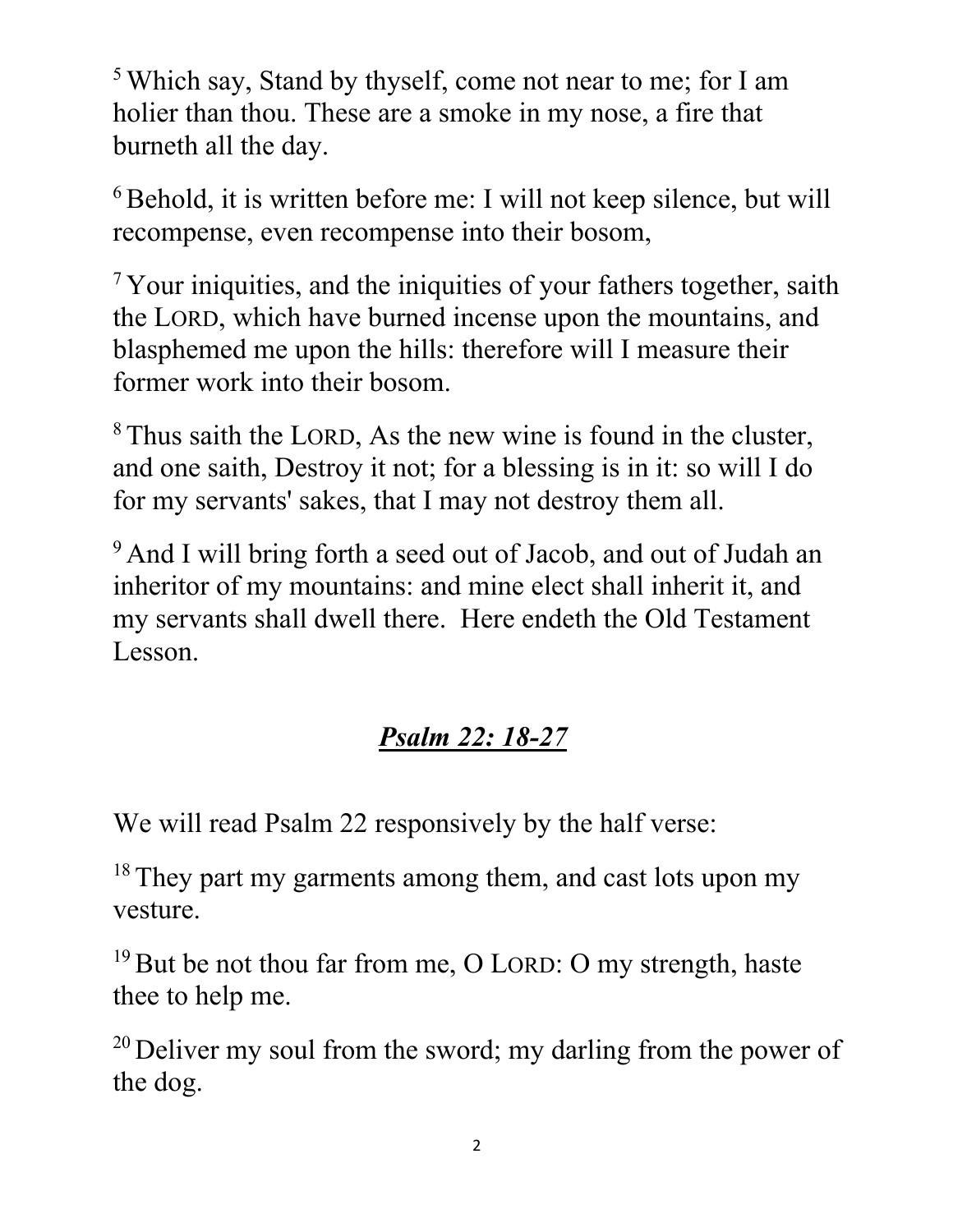[5] Which say, Stand by thyself, come not near to me; for I am holier than thou. These are a smoke in my nose, a fire that burneth all the day.

[6] Behold, it is written before me: I will not keep silence, but will recompense, even recompense into their bosom,

[7] Your iniquities, and the iniquities of your fathers together, saith the LORD, which have burned incense upon the mountains, and blasphemed me upon the hills: therefore will I measure their former work into their bosom.

[8] Thus saith the LORD, As the new wine is found in the cluster, and one saith, Destroy it not; for a blessing is in it: so will I do for my servants' sakes, that I may not destroy them all.

[9] And I will bring forth a seed out of Jacob, and out of Judah an inheritor of my mountains: and mine elect shall inherit it, and my servants shall dwell there. Here endeth the Old Testament Lesson.

## ***Psalm 22: 18-27***

We will read Psalm 22 responsively by the half verse:

[18] They part my garments among them, and cast lots upon my vesture.

[19] But be not thou far from me, O LORD: O my strength, haste thee to help me.

[20] Deliver my soul from the sword; my darling from the power of the dog.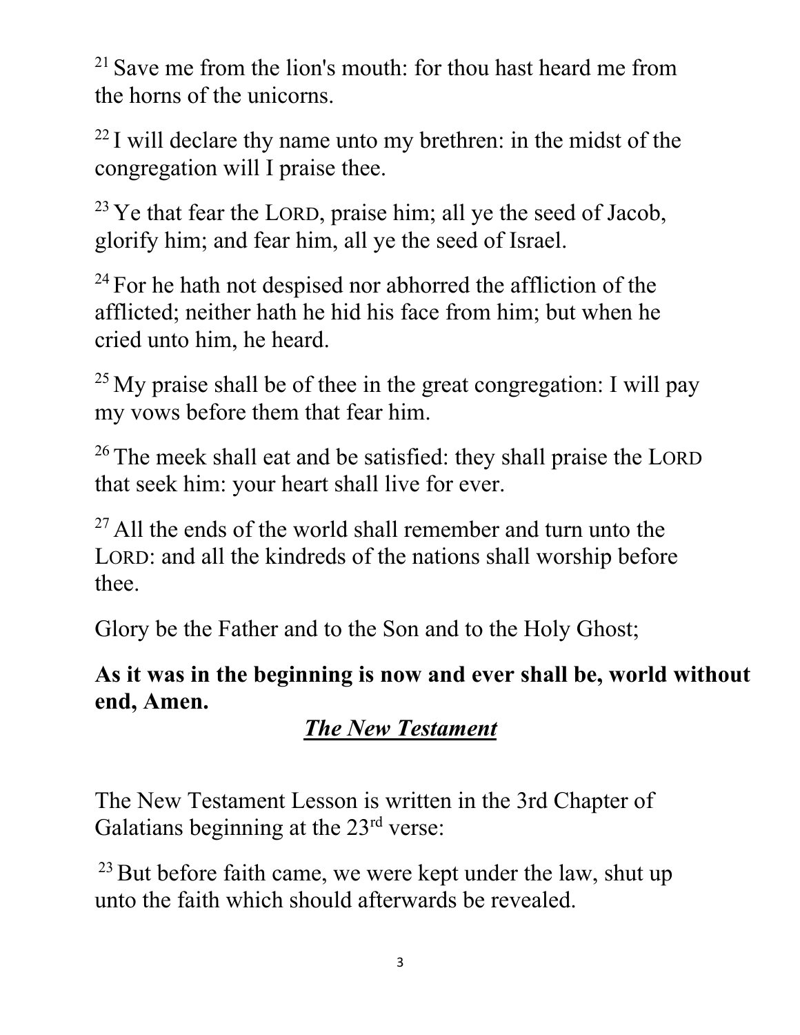[21] Save me from the lion's mouth: for thou hast heard me from the horns of the unicorns.

[22] I will declare thy name unto my brethren: in the midst of the congregation will I praise thee.

[23] Ye that fear the LORD, praise him; all ye the seed of Jacob, glorify him; and fear him, all ye the seed of Israel.

[24] For he hath not despised nor abhorred the affliction of the afflicted; neither hath he hid his face from him; but when he cried unto him, he heard.

[25] My praise shall be of thee in the great congregation: I will pay my vows before them that fear him.

[26] The meek shall eat and be satisfied: they shall praise the LORD that seek him: your heart shall live for ever.

[27] All the ends of the world shall remember and turn unto the LORD: and all the kindreds of the nations shall worship before thee.

Glory be the Father and to the Son and to the Holy Ghost;

**As it was in the beginning is now and ever shall be, world without end, Amen.**

## ***The New Testament***

The New Testament Lesson is written in the 3rd Chapter of Galatians beginning at the 23rd verse:

[23] But before faith came, we were kept under the law, shut up unto the faith which should afterwards be revealed.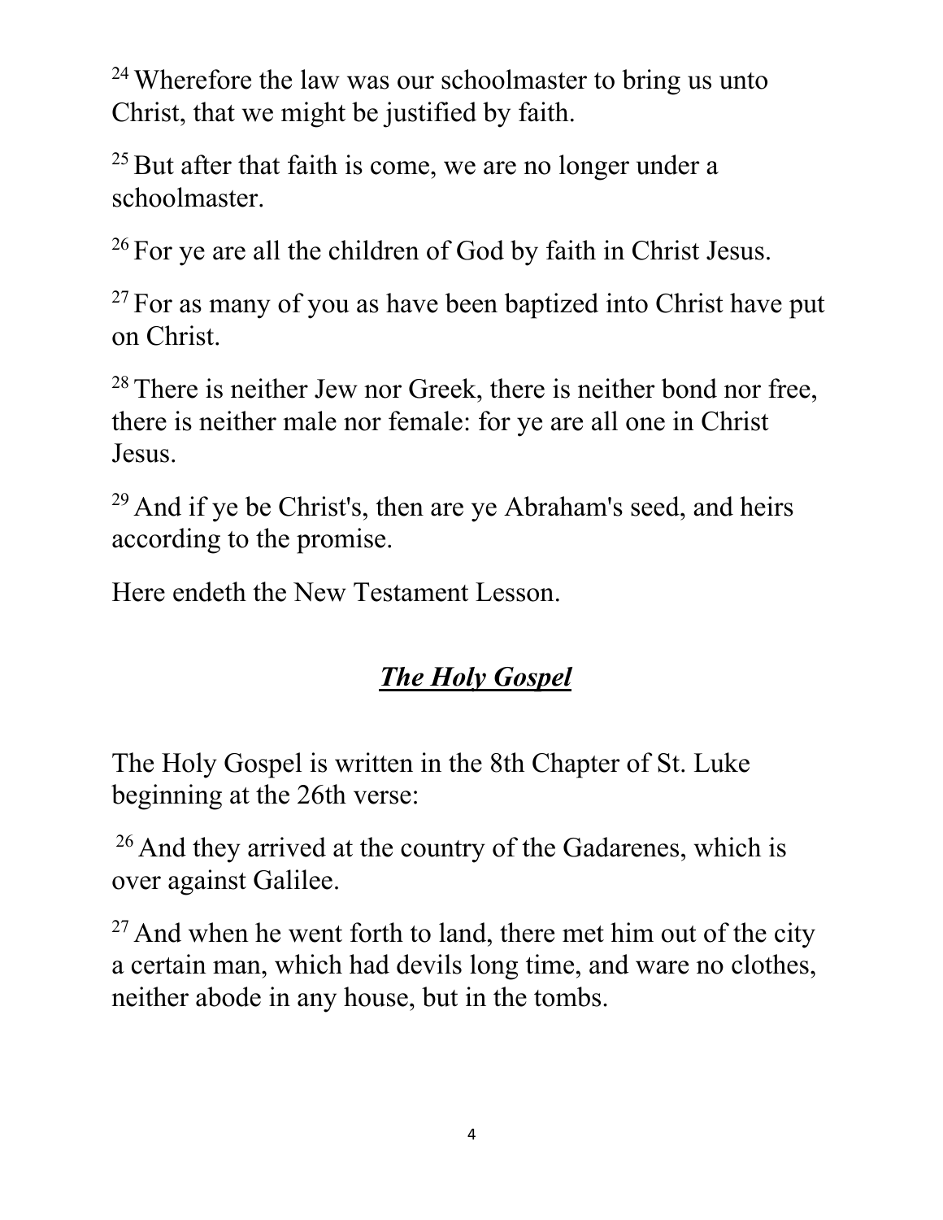[24] Wherefore the law was our schoolmaster to bring us unto Christ, that we might be justified by faith.

[25] But after that faith is come, we are no longer under a schoolmaster.

[26] For ye are all the children of God by faith in Christ Jesus.

[27] For as many of you as have been baptized into Christ have put on Christ.

[28] There is neither Jew nor Greek, there is neither bond nor free, there is neither male nor female: for ye are all one in Christ Jesus.

[29] And if ye be Christ's, then are ye Abraham's seed, and heirs according to the promise.

Here endeth the New Testament Lesson.

## ***The Holy Gospel***

The Holy Gospel is written in the 8th Chapter of St. Luke beginning at the 26th verse:

[26] And they arrived at the country of the Gadarenes, which is over against Galilee.

[27] And when he went forth to land, there met him out of the city a certain man, which had devils long time, and ware no clothes, neither abode in any house, but in the tombs.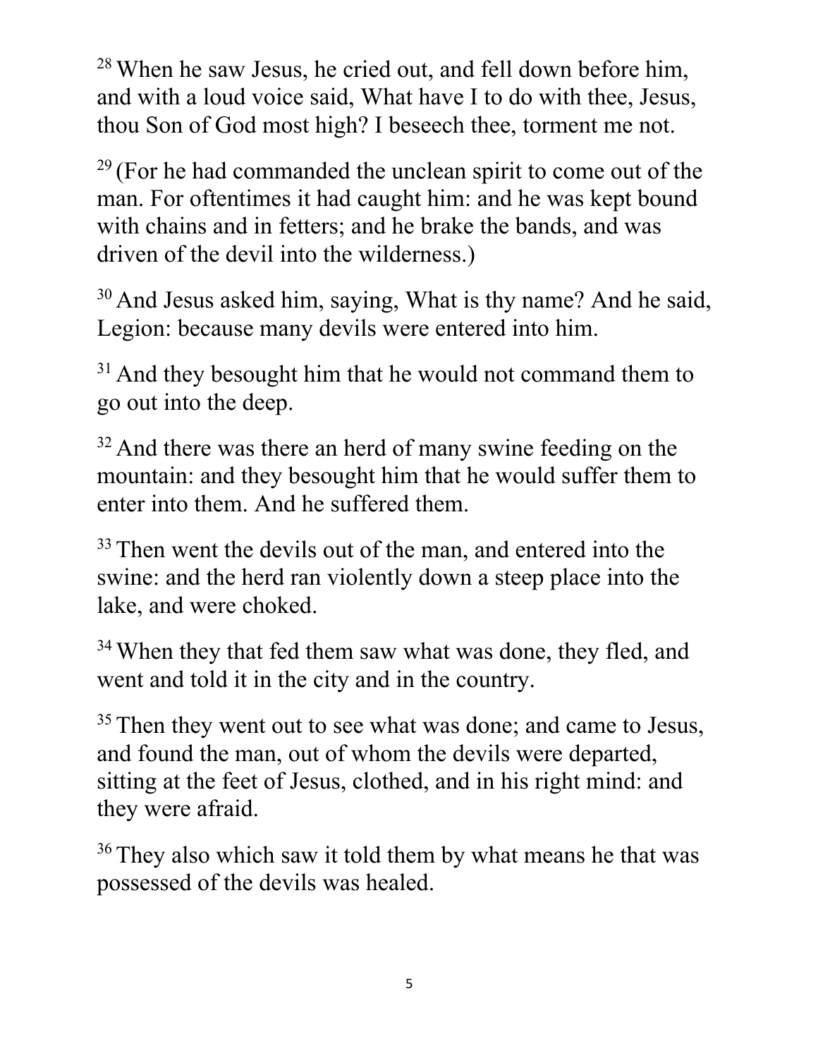[28] When he saw Jesus, he cried out, and fell down before him, and with a loud voice said, What have I to do with thee, Jesus, thou Son of God most high? I beseech thee, torment me not.

[29] (For he had commanded the unclean spirit to come out of the man. For oftentimes it had caught him: and he was kept bound with chains and in fetters; and he brake the bands, and was driven of the devil into the wilderness.)

[30] And Jesus asked him, saying, What is thy name? And he said, Legion: because many devils were entered into him.

[31] And they besought him that he would not command them to go out into the deep.

[32] And there was there an herd of many swine feeding on the mountain: and they besought him that he would suffer them to enter into them. And he suffered them.

[33] Then went the devils out of the man, and entered into the swine: and the herd ran violently down a steep place into the lake, and were choked.

[34] When they that fed them saw what was done, they fled, and went and told it in the city and in the country.

[35] Then they went out to see what was done; and came to Jesus, and found the man, out of whom the devils were departed, sitting at the feet of Jesus, clothed, and in his right mind: and they were afraid.

[36] They also which saw it told them by what means he that was possessed of the devils was healed.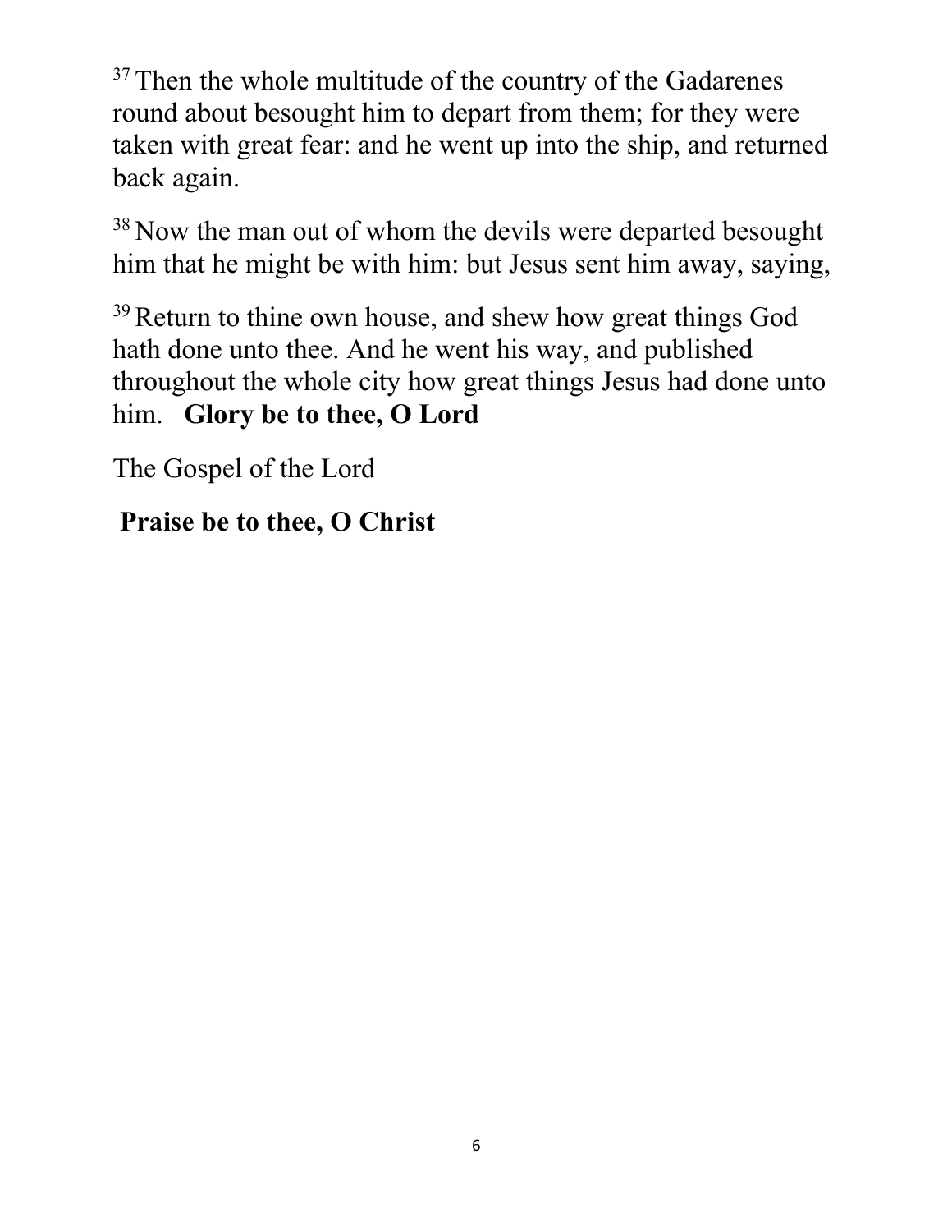[37] Then the whole multitude of the country of the Gadarenes round about besought him to depart from them; for they were taken with great fear: and he went up into the ship, and returned back again.

[38] Now the man out of whom the devils were departed besought him that he might be with him: but Jesus sent him away, saying,

[39] Return to thine own house, and shew how great things God hath done unto thee. And he went his way, and published throughout the whole city how great things Jesus had done unto him. **Glory be to thee, O Lord**

The Gospel of the Lord

**Praise be to thee, O Christ**